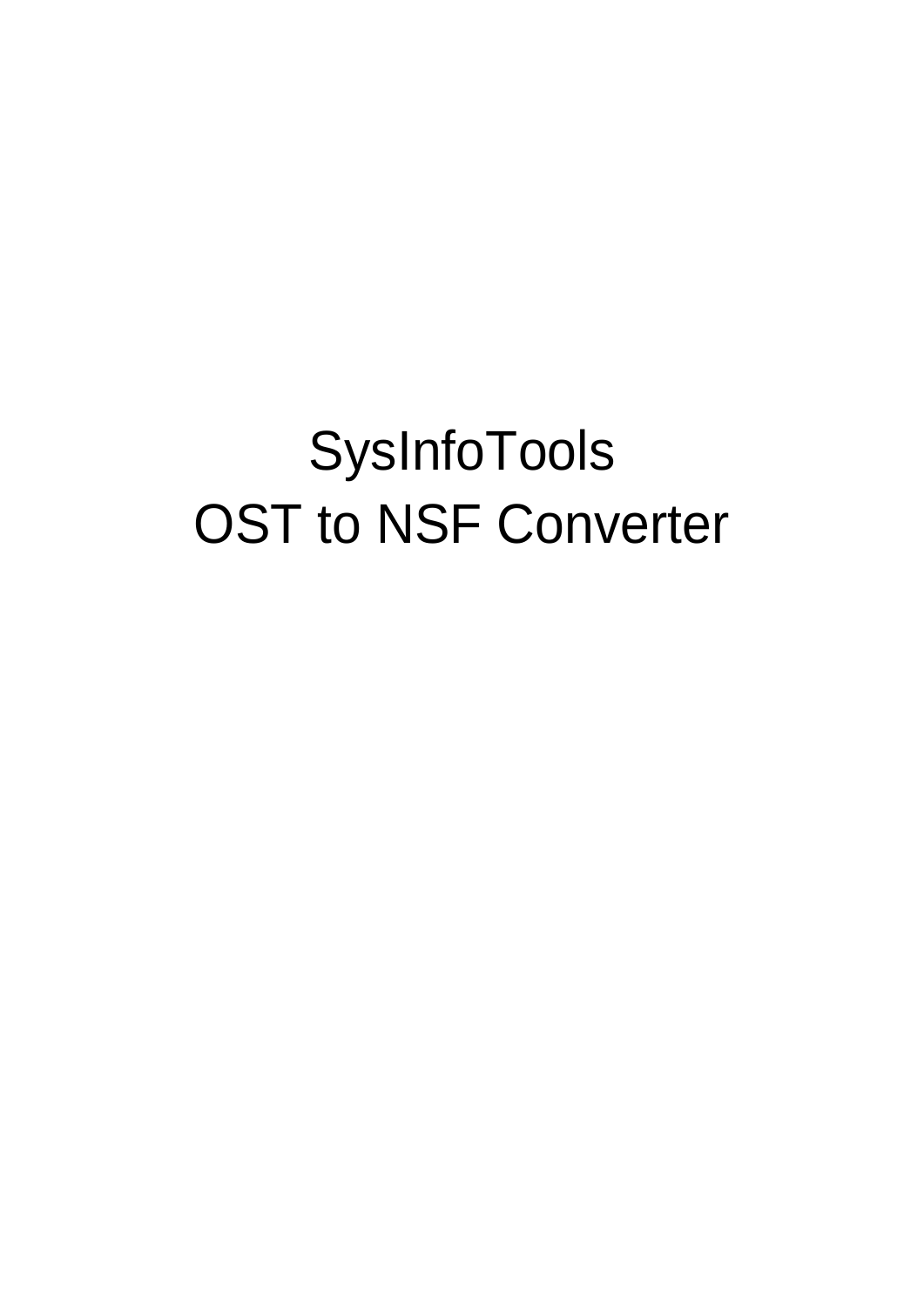# SysInfoTools
# OST to NSF Converter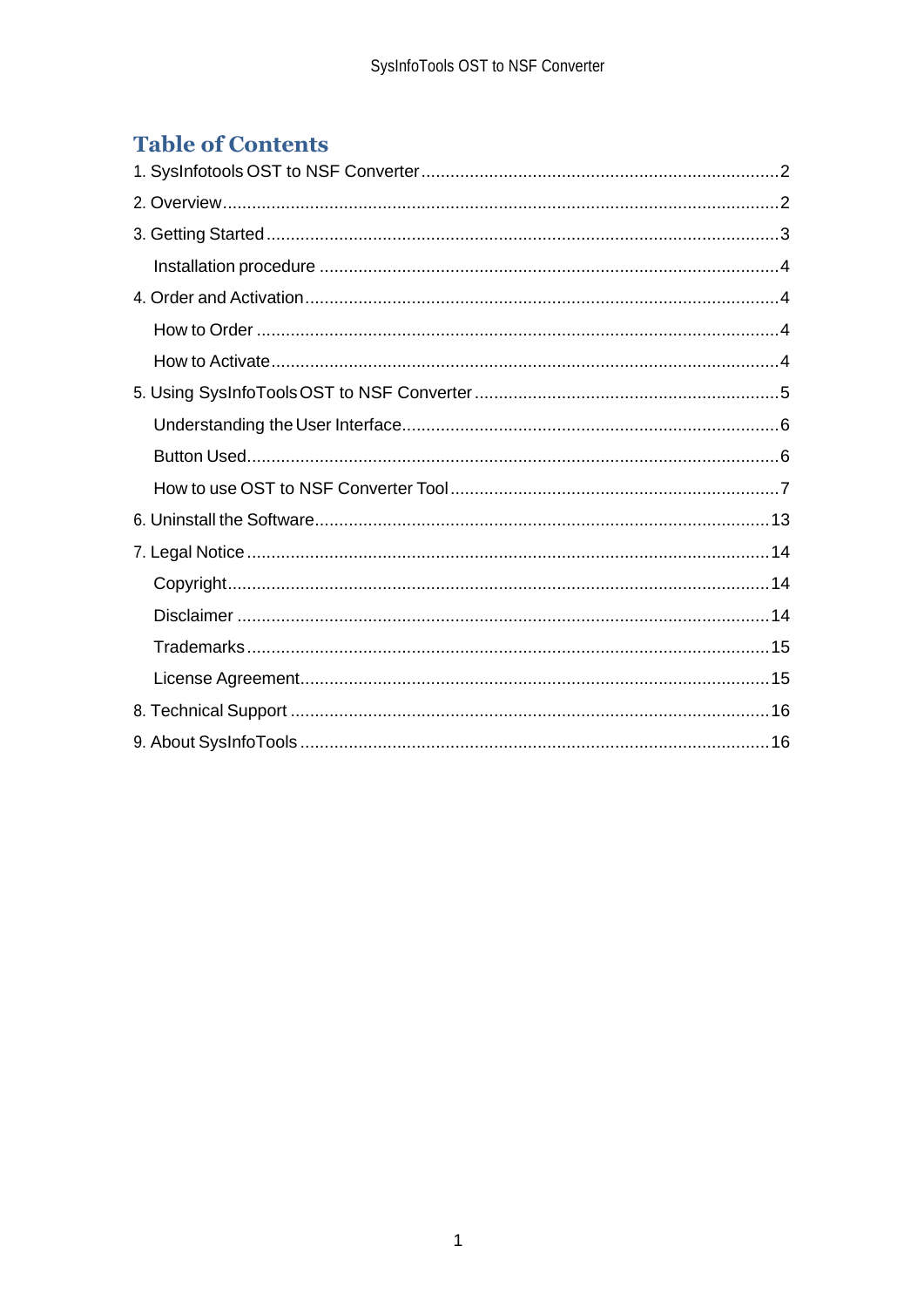# Table of Contents

1. SysInfotools OST to NSF Converter .......... 2
2. Overview .......... 2
3. Getting Started .......... 3
   - Installation procedure .......... 4
4. Order and Activation .......... 4
   - How to Order .......... 4
   - How to Activate .......... 4
5. Using SysInfoTools OST to NSF Converter .......... 5
   - Understanding the User Interface .......... 6
   - Button Used .......... 6
   - How to use OST to NSF Converter Tool .......... 7
6. Uninstall the Software .......... 13
7. Legal Notice .......... 14
   - Copyright .......... 14
   - Disclaimer .......... 14
   - Trademarks .......... 15
   - License Agreement .......... 15
8. Technical Support .......... 16
9. About SysInfoTools .......... 16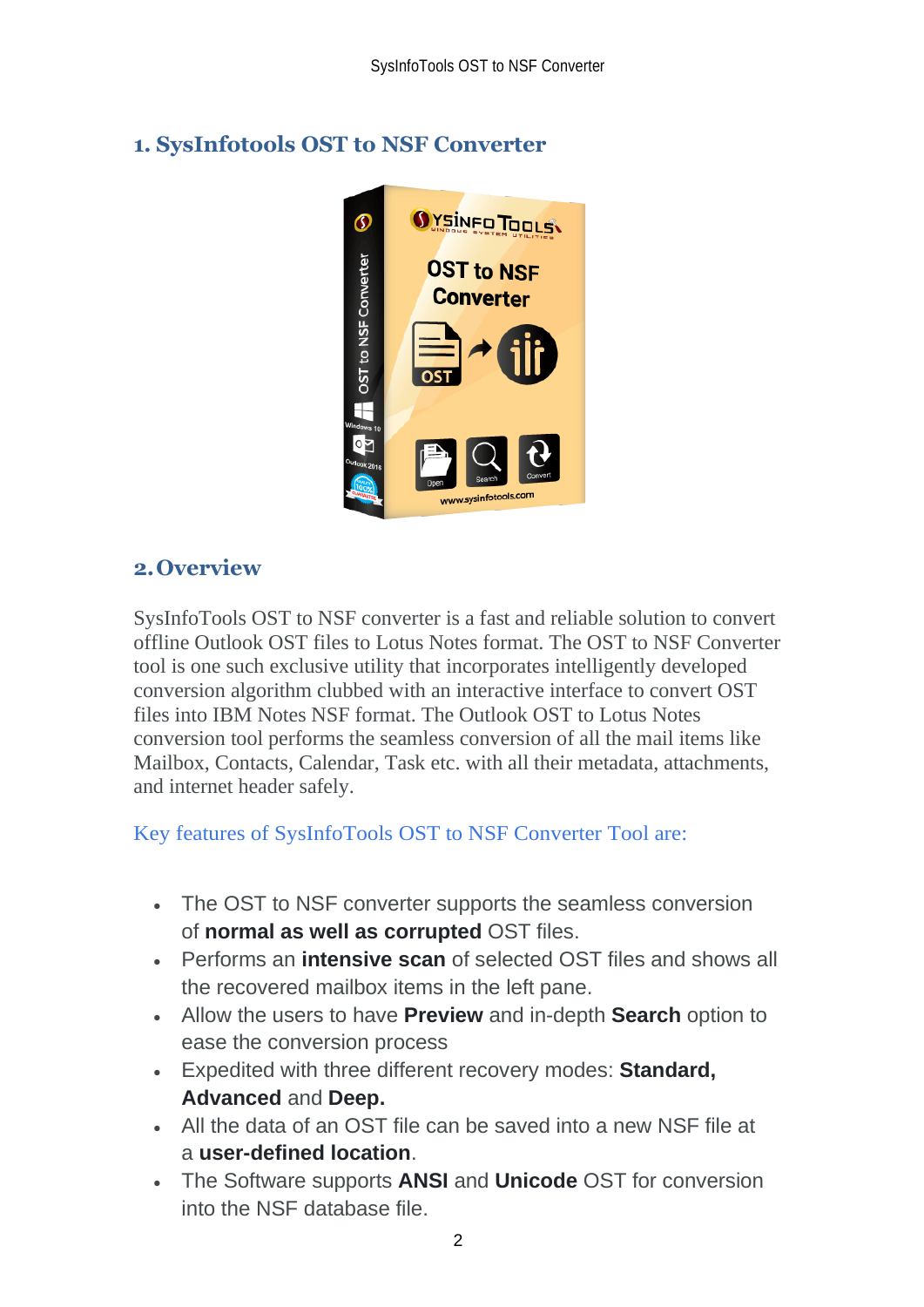## 1. SysInfotools OST to NSF Converter

## 2. Overview

SysInfoTools OST to NSF converter is a fast and reliable solution to convert offline Outlook OST files to Lotus Notes format. The OST to NSF Converter tool is one such exclusive utility that incorporates intelligently developed conversion algorithm clubbed with an interactive interface to convert OST files into IBM Notes NSF format. The Outlook OST to Lotus Notes conversion tool performs the seamless conversion of all the mail items like Mailbox, Contacts, Calendar, Task etc. with all their metadata, attachments, and internet header safely.

Key features of SysInfoTools OST to NSF Converter Tool are:

- The OST to NSF converter supports the seamless conversion of **normal as well as corrupted** OST files.
- Performs an **intensive scan** of selected OST files and shows all the recovered mailbox items in the left pane.
- Allow the users to have **Preview** and in-depth **Search** option to ease the conversion process
- Expedited with three different recovery modes: **Standard, Advanced** and **Deep.**
- All the data of an OST file can be saved into a new NSF file at a **user-defined location**.
- The Software supports **ANSI** and **Unicode** OST for conversion into the NSF database file.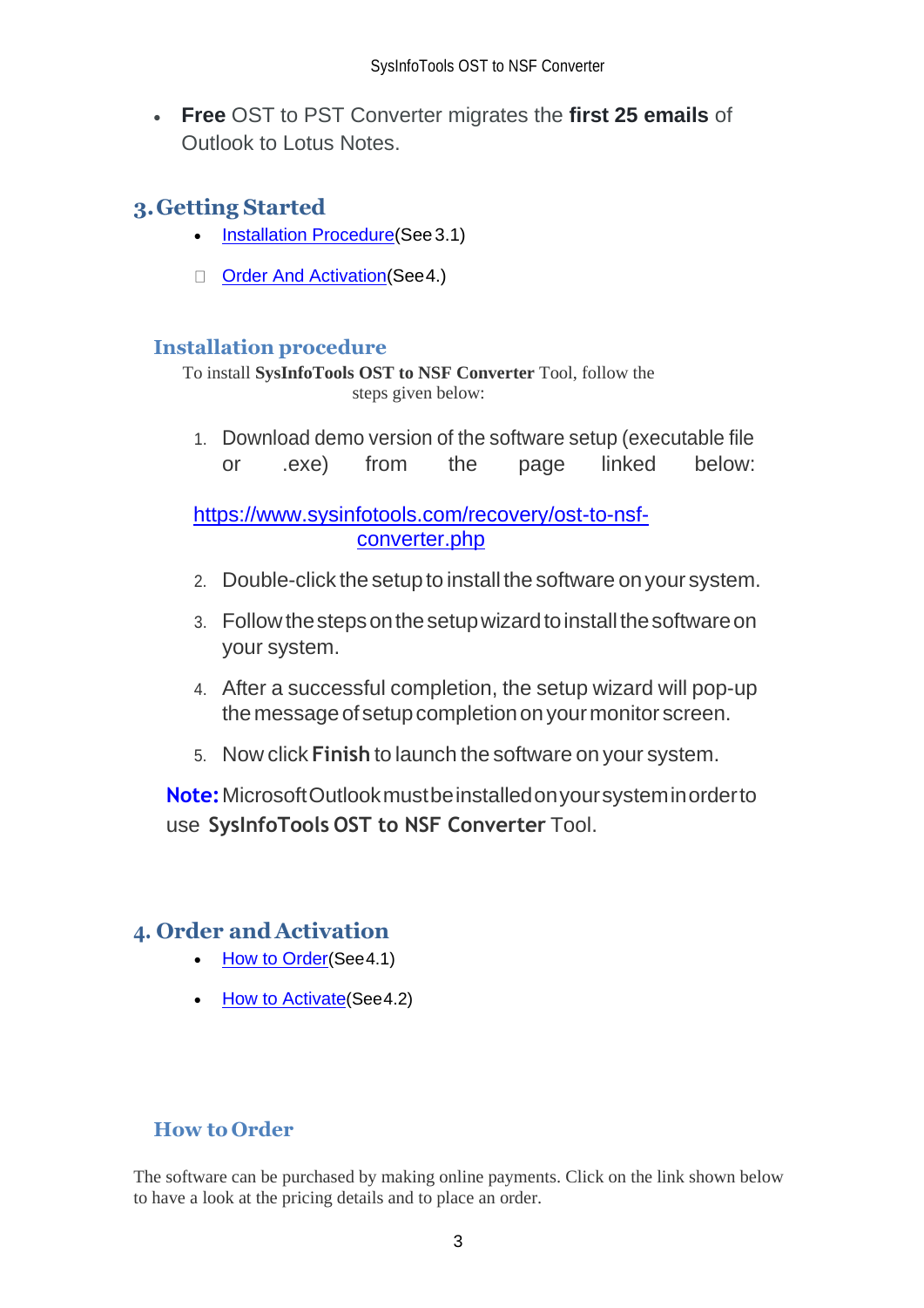- **Free** OST to PST Converter migrates the **first 25 emails** of Outlook to Lotus Notes.

# 3. Getting Started

- Installation Procedure(See 3.1)
- Order And Activation(See 4.)

## Installation procedure

To install **SysInfoTools OST to NSF Converter** Tool, follow the steps given below:

1. Download demo version of the software setup (executable file or .exe) from the page linked below:

   https://www.sysinfotools.com/recovery/ost-to-nsf-converter.php

2. Double-click the setup to install the software on your system.
3. Follow the steps on the setup wizard to install the software on your system.
4. After a successful completion, the setup wizard will pop-up the message of setup completion on your monitor screen.
5. Now click **Finish** to launch the software on your system.

**Note:** Microsoft Outlook must be installed on your system in order to use **SysInfoTools OST to NSF Converter** Tool.

# 4. Order and Activation

- How to Order(See 4.1)
- How to Activate(See 4.2)

## How to Order

The software can be purchased by making online payments. Click on the link shown below to have a look at the pricing details and to place an order.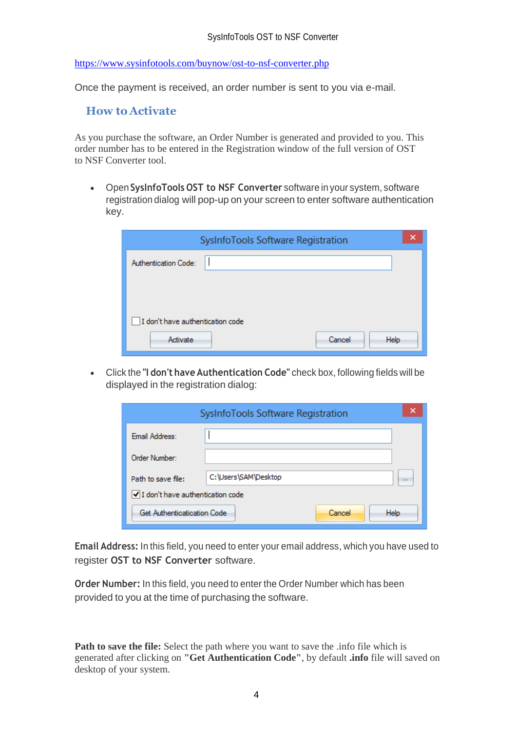https://www.sysinfotools.com/buynow/ost-to-nsf-converter.php

Once the payment is received, an order number is sent to you via e-mail.

## How to Activate

As you purchase the software, an Order Number is generated and provided to you. This order number has to be entered in the Registration window of the full version of OST to NSF Converter tool.

- Open **SysInfoTools OST to NSF Converter** software in your system, software registration dialog will pop-up on your screen to enter software authentication key.

- Click the **"I don't have Authentication Code"** check box, following fields will be displayed in the registration dialog:

**Email Address:** In this field, you need to enter your email address, which you have used to register **OST to NSF Converter** software.

**Order Number:** In this field, you need to enter the Order Number which has been provided to you at the time of purchasing the software.

**Path to save the file:** Select the path where you want to save the .info file which is generated after clicking on **"Get Authentication Code"**, by default **.info** file will saved on desktop of your system.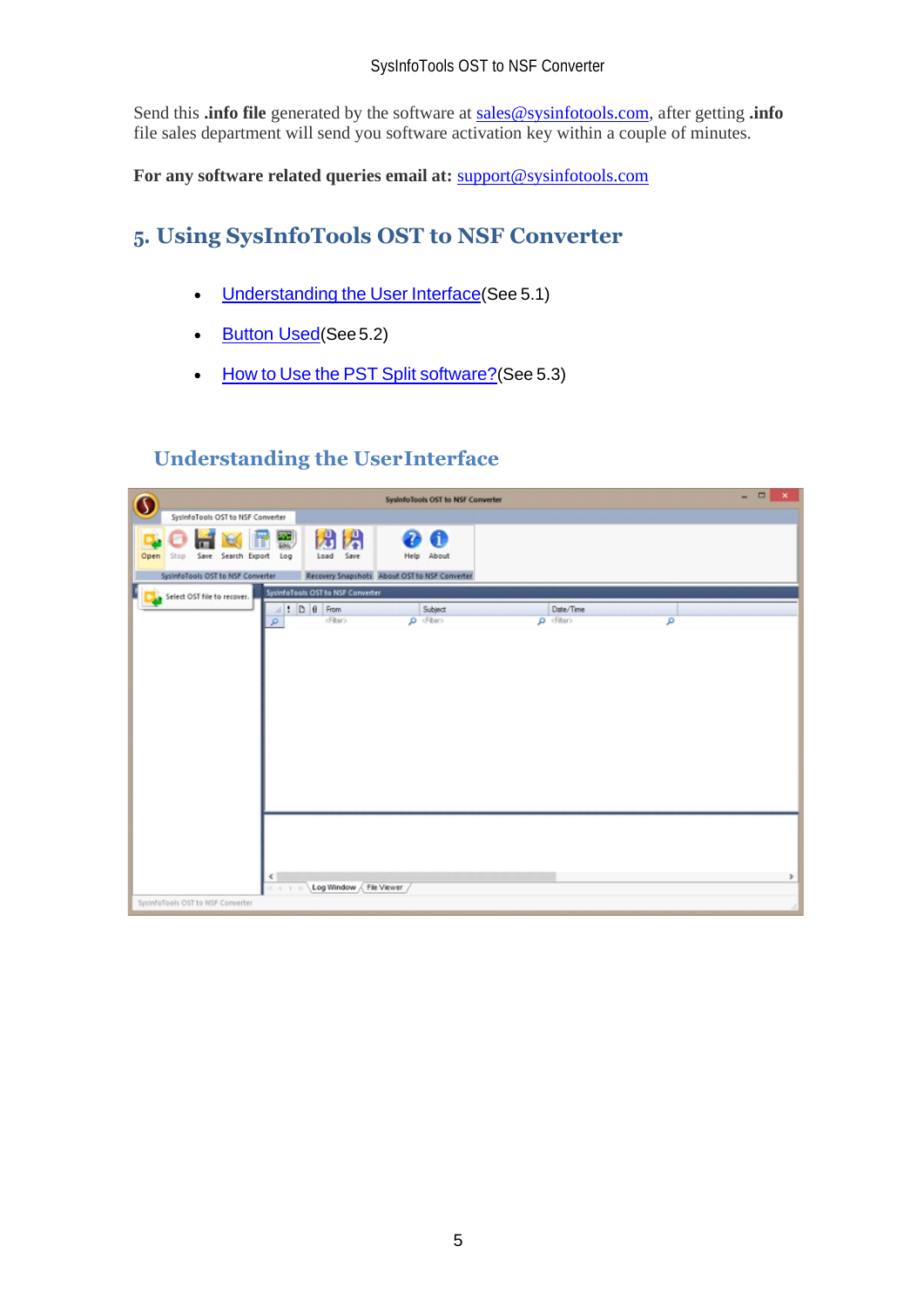Send this **.info file** generated by the software at sales@sysinfotools.com, after getting **.info** file sales department will send you software activation key within a couple of minutes.

**For any software related queries email at:** support@sysinfotools.com

## 5. Using SysInfoTools OST to NSF Converter

- Understanding the User Interface(See 5.1)
- Button Used(See 5.2)
- How to Use the PST Split software?(See 5.3)

### Understanding the UserInterface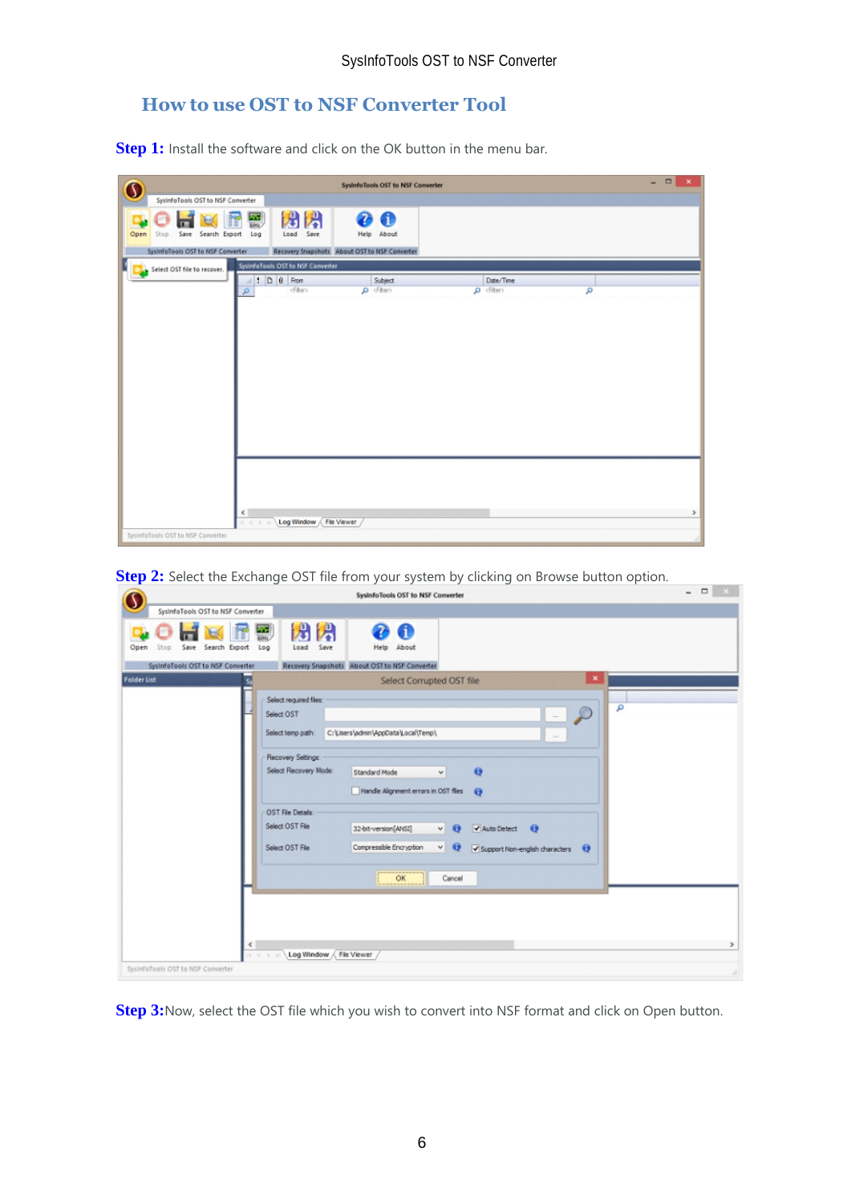## How to use OST to NSF Converter Tool

**Step 1:** Install the software and click on the OK button in the menu bar.

**Step 2:** Select the Exchange OST file from your system by clicking on Browse button option.

**Step 3:**Now, select the OST file which you wish to convert into NSF format and click on Open button.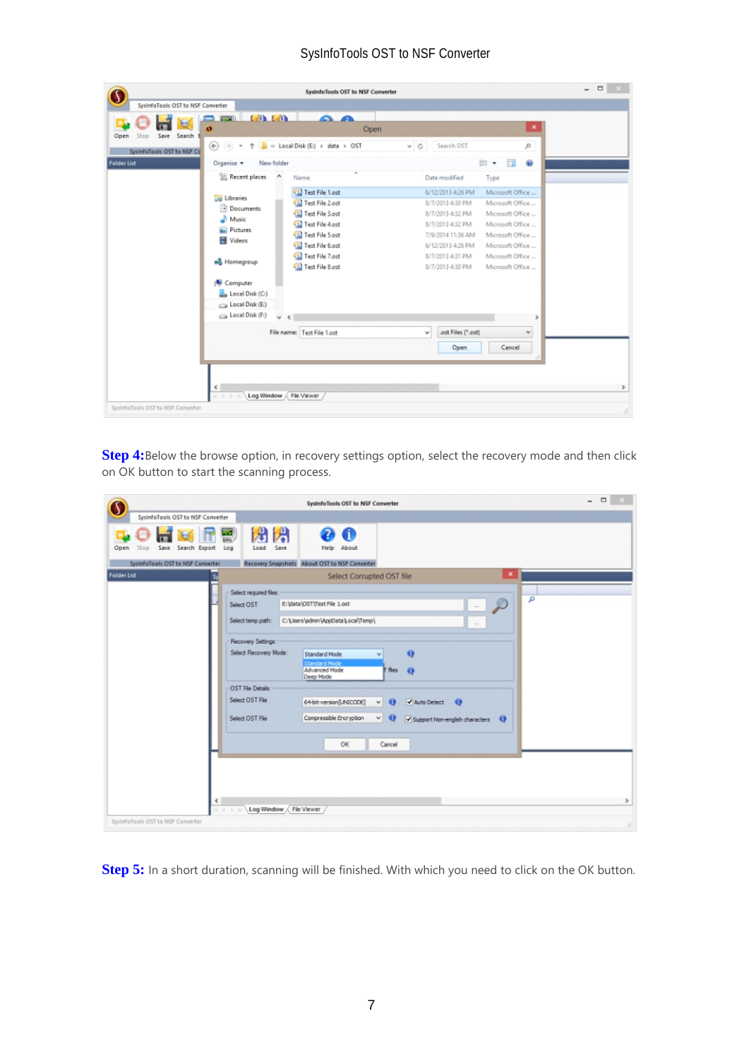**Step 4:** Below the browse option, in recovery settings option, select the recovery mode and then click on OK button to start the scanning process.

**Step 5:** In a short duration, scanning will be finished. With which you need to click on the OK button.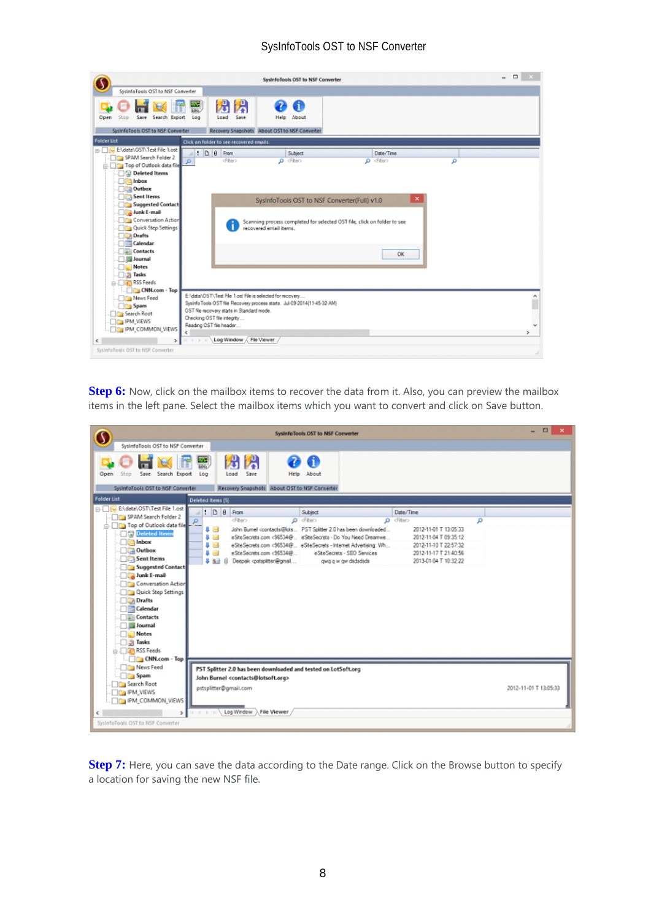**Step 6:** Now, click on the mailbox items to recover the data from it. Also, you can preview the mailbox items in the left pane. Select the mailbox items which you want to convert and click on Save button.

**Step 7:** Here, you can save the data according to the Date range. Click on the Browse button to specify a location for saving the new NSF file.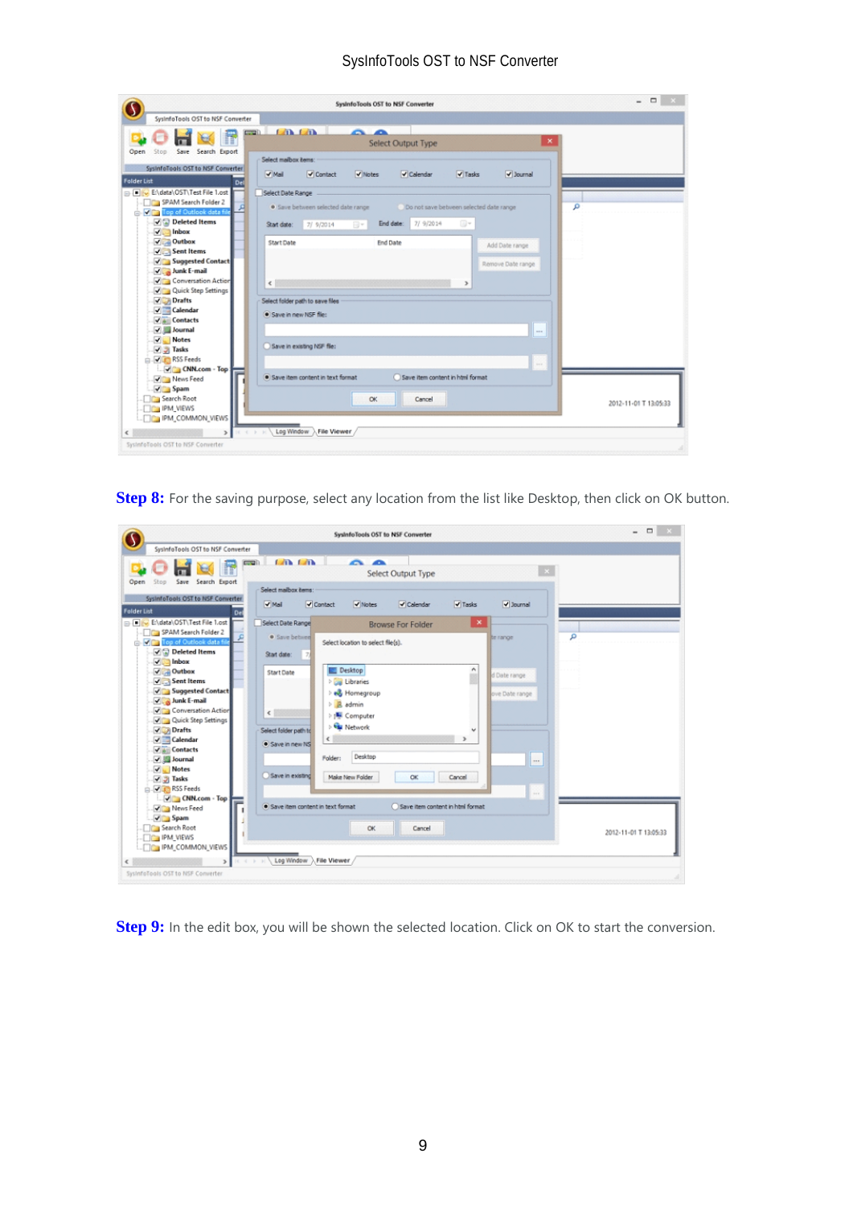**Step 8:** For the saving purpose, select any location from the list like Desktop, then click on OK button.

**Step 9:** In the edit box, you will be shown the selected location. Click on OK to start the conversion.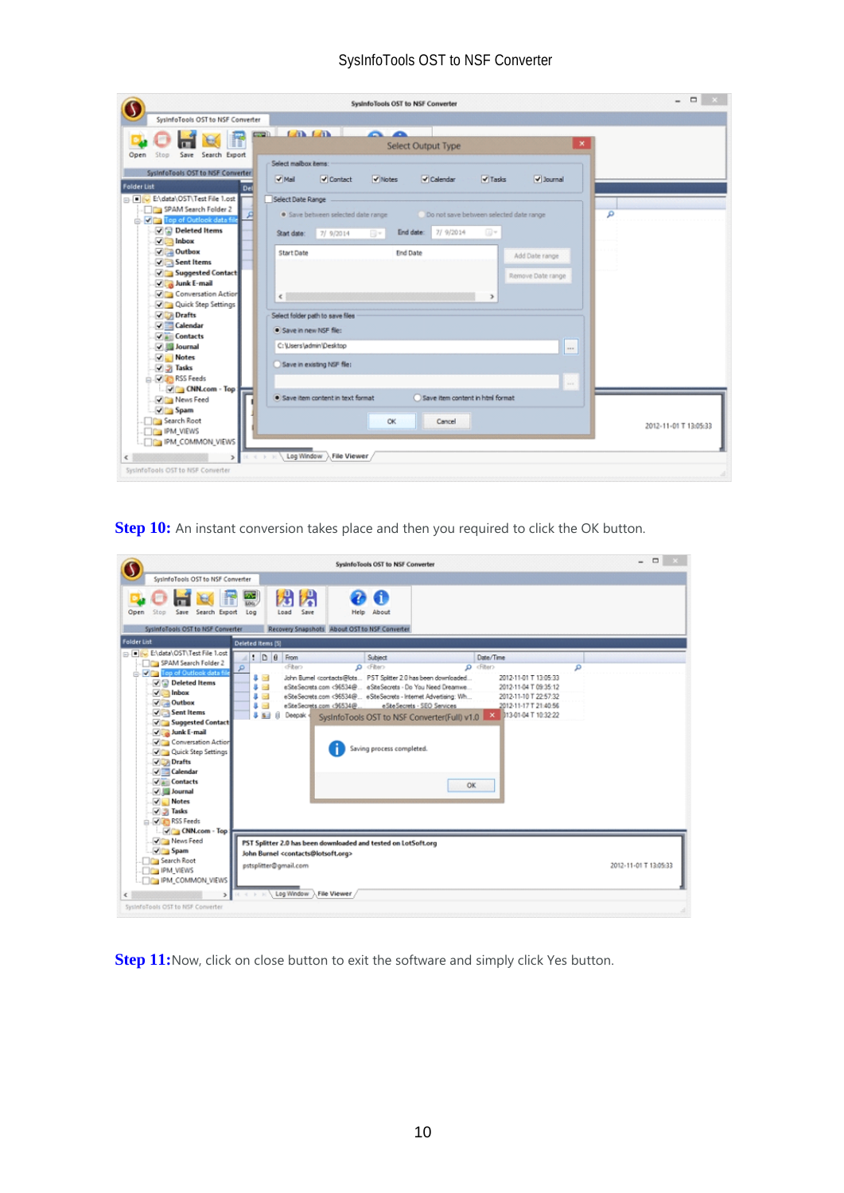**Step 10:** An instant conversion takes place and then you required to click the OK button.

**Step 11:** Now, click on close button to exit the software and simply click Yes button.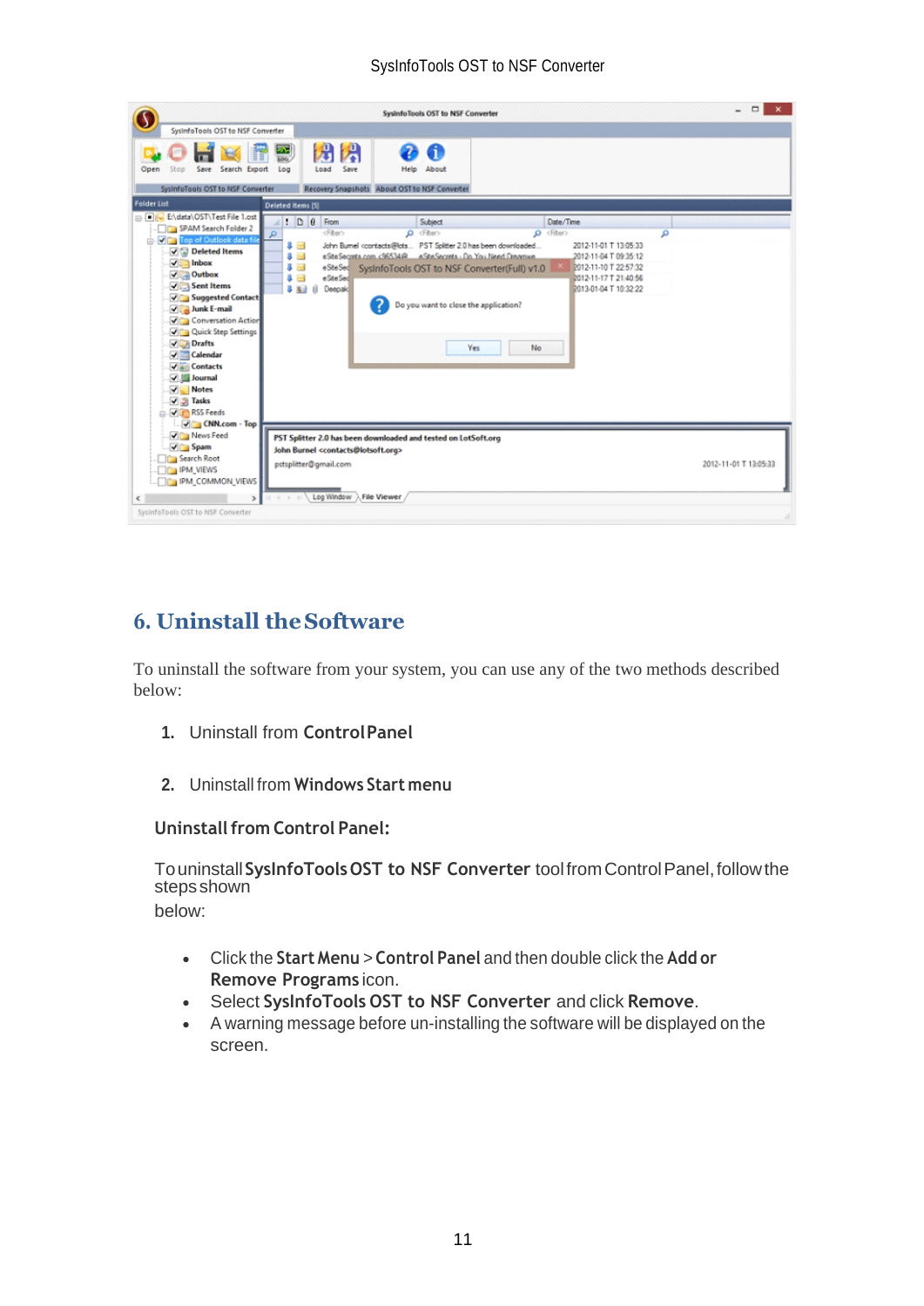## 6. Uninstall the Software

To uninstall the software from your system, you can use any of the two methods described below:

1. Uninstall from **Control Panel**
2. Uninstall from **Windows Start menu**

**Uninstall from Control Panel:**

To uninstall **SysInfoTools OST to NSF Converter** tool from Control Panel, follow the steps shown below:

- Click the **Start Menu** > **Control Panel** and then double click the **Add or Remove Programs** icon.
- Select **SysInfoTools OST to NSF Converter** and click **Remove**.
- A warning message before un-installing the software will be displayed on the screen.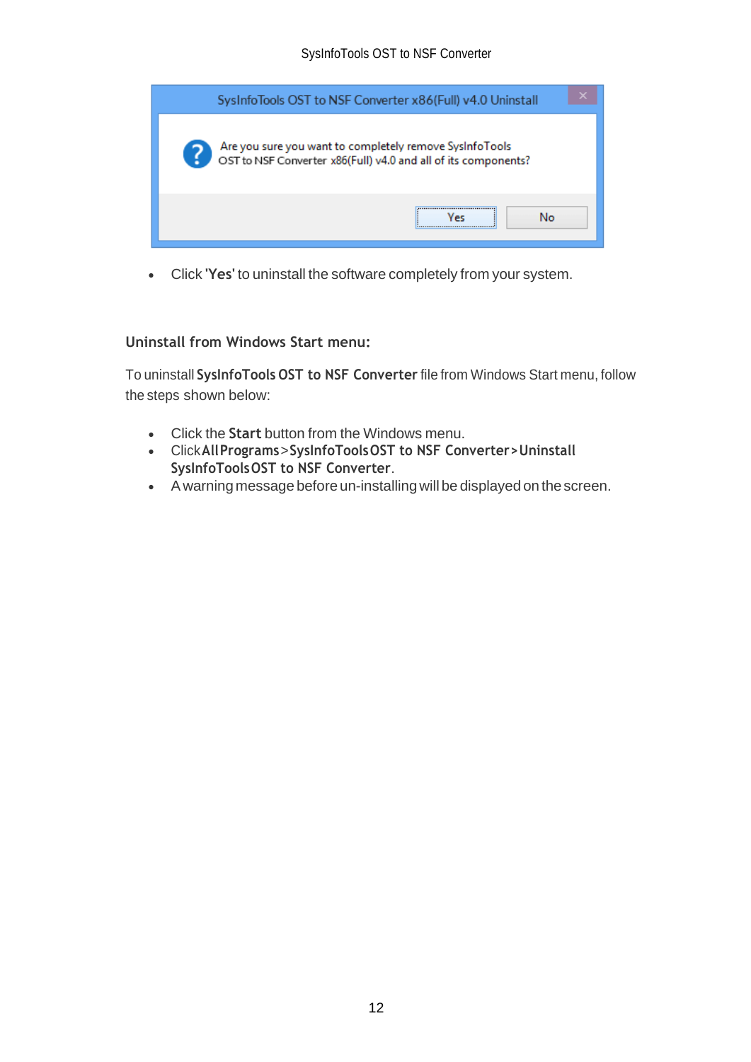- Click '**Yes**' to uninstall the software completely from your system.

### Uninstall from Windows Start menu:

To uninstall **SysInfoTools OST to NSF Converter** file from Windows Start menu, follow the steps shown below:

- Click the **Start** button from the Windows menu.
- Click **All Programs** > **SysInfoTools OST to NSF Converter** > **Uninstall SysInfoTools OST to NSF Converter**.
- A warning message before un-installing will be displayed on the screen.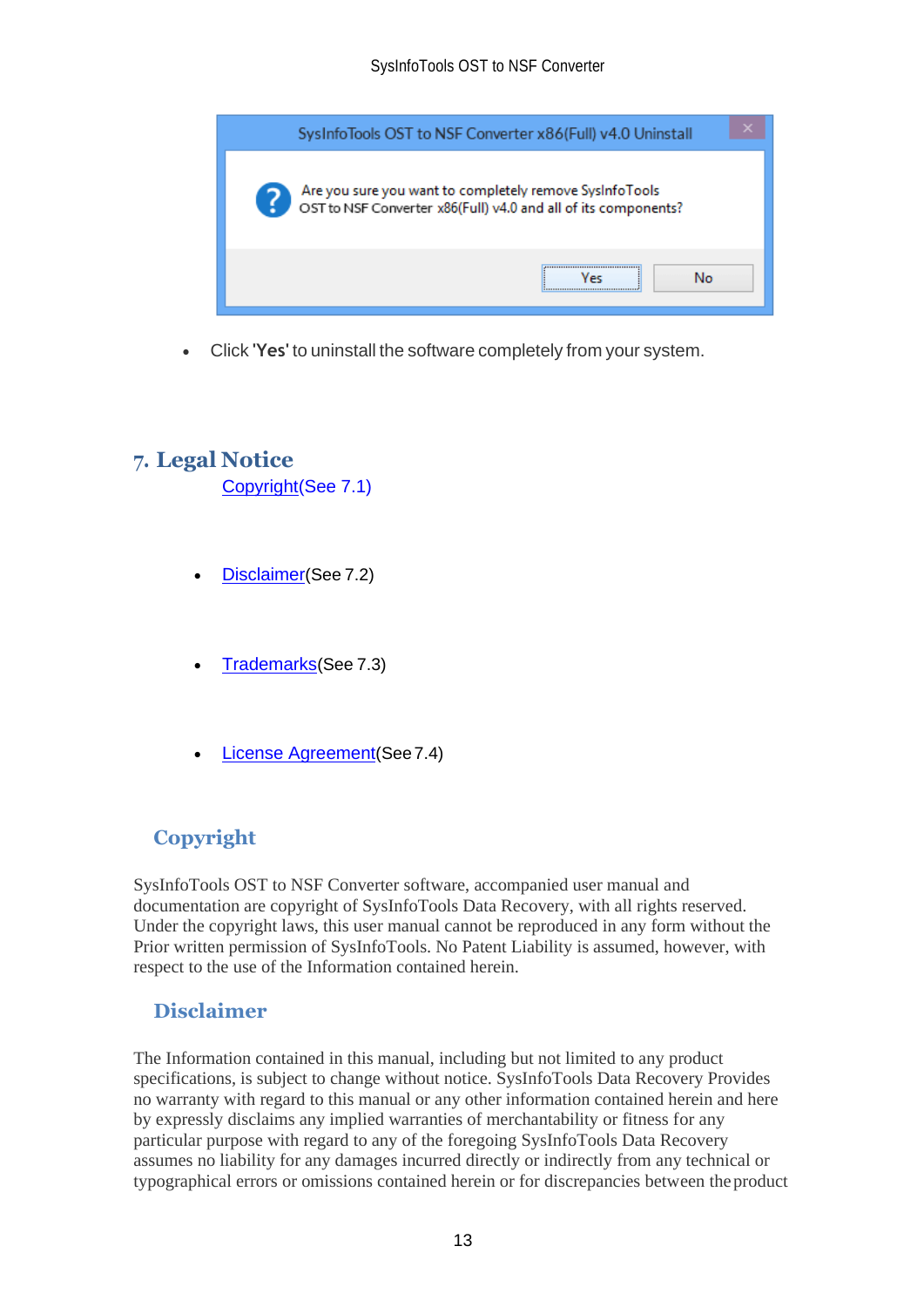- Click '**Yes**' to uninstall the software completely from your system.

# 7. Legal Notice

Copyright(See 7.1)

- Disclaimer(See 7.2)

- Trademarks(See 7.3)

- License Agreement(See 7.4)

## Copyright

SysInfoTools OST to NSF Converter software, accompanied user manual and documentation are copyright of SysInfoTools Data Recovery, with all rights reserved. Under the copyright laws, this user manual cannot be reproduced in any form without the Prior written permission of SysInfoTools. No Patent Liability is assumed, however, with respect to the use of the Information contained herein.

## Disclaimer

The Information contained in this manual, including but not limited to any product specifications, is subject to change without notice. SysInfoTools Data Recovery Provides no warranty with regard to this manual or any other information contained herein and here by expressly disclaims any implied warranties of merchantability or fitness for any particular purpose with regard to any of the foregoing SysInfoTools Data Recovery assumes no liability for any damages incurred directly or indirectly from any technical or typographical errors or omissions contained herein or for discrepancies between the product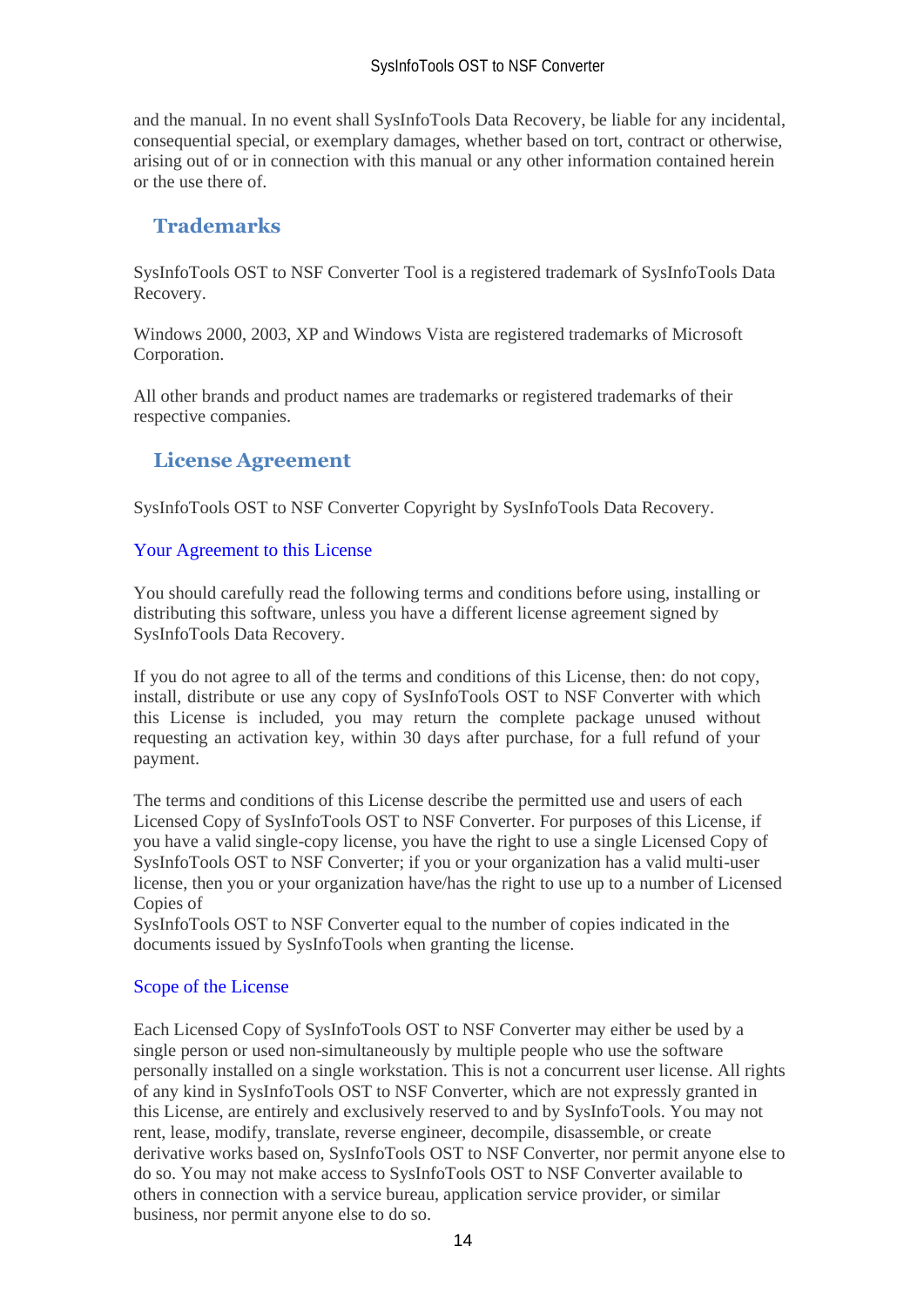and the manual. In no event shall SysInfoTools Data Recovery, be liable for any incidental, consequential special, or exemplary damages, whether based on tort, contract or otherwise, arising out of or in connection with this manual or any other information contained herein or the use there of.

## Trademarks

SysInfoTools OST to NSF Converter Tool is a registered trademark of SysInfoTools Data Recovery.

Windows 2000, 2003, XP and Windows Vista are registered trademarks of Microsoft Corporation.

All other brands and product names are trademarks or registered trademarks of their respective companies.

## License Agreement

SysInfoTools OST to NSF Converter Copyright by SysInfoTools Data Recovery.

### Your Agreement to this License

You should carefully read the following terms and conditions before using, installing or distributing this software, unless you have a different license agreement signed by SysInfoTools Data Recovery.

If you do not agree to all of the terms and conditions of this License, then: do not copy, install, distribute or use any copy of SysInfoTools OST to NSF Converter with which this License is included, you may return the complete package unused without requesting an activation key, within 30 days after purchase, for a full refund of your payment.

The terms and conditions of this License describe the permitted use and users of each Licensed Copy of SysInfoTools OST to NSF Converter. For purposes of this License, if you have a valid single-copy license, you have the right to use a single Licensed Copy of SysInfoTools OST to NSF Converter; if you or your organization has a valid multi-user license, then you or your organization have/has the right to use up to a number of Licensed Copies of
SysInfoTools OST to NSF Converter equal to the number of copies indicated in the documents issued by SysInfoTools when granting the license.

### Scope of the License

Each Licensed Copy of SysInfoTools OST to NSF Converter may either be used by a single person or used non-simultaneously by multiple people who use the software personally installed on a single workstation. This is not a concurrent user license. All rights of any kind in SysInfoTools OST to NSF Converter, which are not expressly granted in this License, are entirely and exclusively reserved to and by SysInfoTools. You may not rent, lease, modify, translate, reverse engineer, decompile, disassemble, or create derivative works based on, SysInfoTools OST to NSF Converter, nor permit anyone else to do so. You may not make access to SysInfoTools OST to NSF Converter available to others in connection with a service bureau, application service provider, or similar business, nor permit anyone else to do so.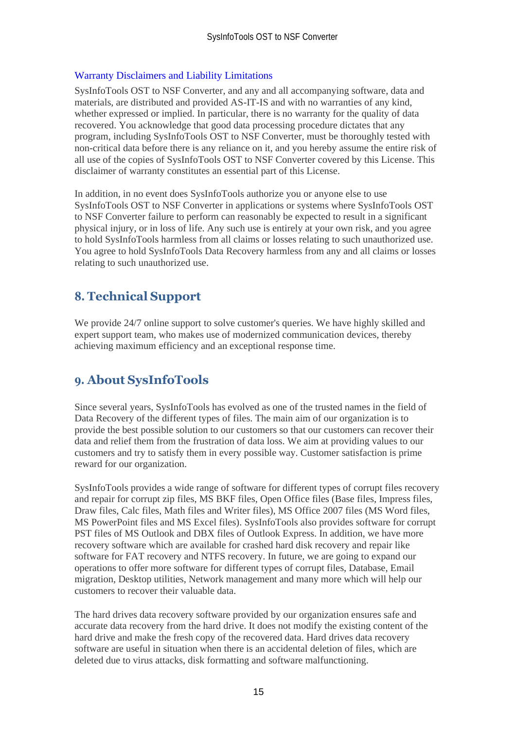### Warranty Disclaimers and Liability Limitations

SysInfoTools OST to NSF Converter, and any and all accompanying software, data and materials, are distributed and provided AS-IT-IS and with no warranties of any kind, whether expressed or implied. In particular, there is no warranty for the quality of data recovered. You acknowledge that good data processing procedure dictates that any program, including SysInfoTools OST to NSF Converter, must be thoroughly tested with non-critical data before there is any reliance on it, and you hereby assume the entire risk of all use of the copies of SysInfoTools OST to NSF Converter covered by this License. This disclaimer of warranty constitutes an essential part of this License.

In addition, in no event does SysInfoTools authorize you or anyone else to use SysInfoTools OST to NSF Converter in applications or systems where SysInfoTools OST to NSF Converter failure to perform can reasonably be expected to result in a significant physical injury, or in loss of life. Any such use is entirely at your own risk, and you agree to hold SysInfoTools harmless from all claims or losses relating to such unauthorized use. You agree to hold SysInfoTools Data Recovery harmless from any and all claims or losses relating to such unauthorized use.

## 8. Technical Support

We provide 24/7 online support to solve customer's queries. We have highly skilled and expert support team, who makes use of modernized communication devices, thereby achieving maximum efficiency and an exceptional response time.

## 9. About SysInfoTools

Since several years, SysInfoTools has evolved as one of the trusted names in the field of Data Recovery of the different types of files. The main aim of our organization is to provide the best possible solution to our customers so that our customers can recover their data and relief them from the frustration of data loss. We aim at providing values to our customers and try to satisfy them in every possible way. Customer satisfaction is prime reward for our organization.

SysInfoTools provides a wide range of software for different types of corrupt files recovery and repair for corrupt zip files, MS BKF files, Open Office files (Base files, Impress files, Draw files, Calc files, Math files and Writer files), MS Office 2007 files (MS Word files, MS PowerPoint files and MS Excel files). SysInfoTools also provides software for corrupt PST files of MS Outlook and DBX files of Outlook Express. In addition, we have more recovery software which are available for crashed hard disk recovery and repair like software for FAT recovery and NTFS recovery. In future, we are going to expand our operations to offer more software for different types of corrupt files, Database, Email migration, Desktop utilities, Network management and many more which will help our customers to recover their valuable data.

The hard drives data recovery software provided by our organization ensures safe and accurate data recovery from the hard drive. It does not modify the existing content of the hard drive and make the fresh copy of the recovered data. Hard drives data recovery software are useful in situation when there is an accidental deletion of files, which are deleted due to virus attacks, disk formatting and software malfunctioning.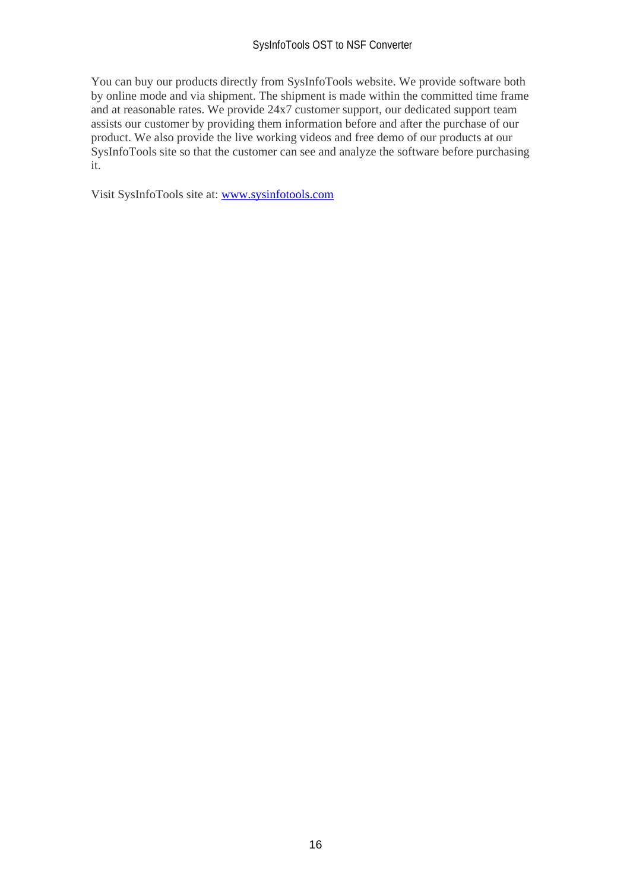You can buy our products directly from SysInfoTools website. We provide software both by online mode and via shipment. The shipment is made within the committed time frame and at reasonable rates. We provide 24x7 customer support, our dedicated support team assists our customer by providing them information before and after the purchase of our product. We also provide the live working videos and free demo of our products at our SysInfoTools site so that the customer can see and analyze the software before purchasing it.

Visit SysInfoTools site at: [www.sysinfotools.com](http://www.sysinfotools.com)